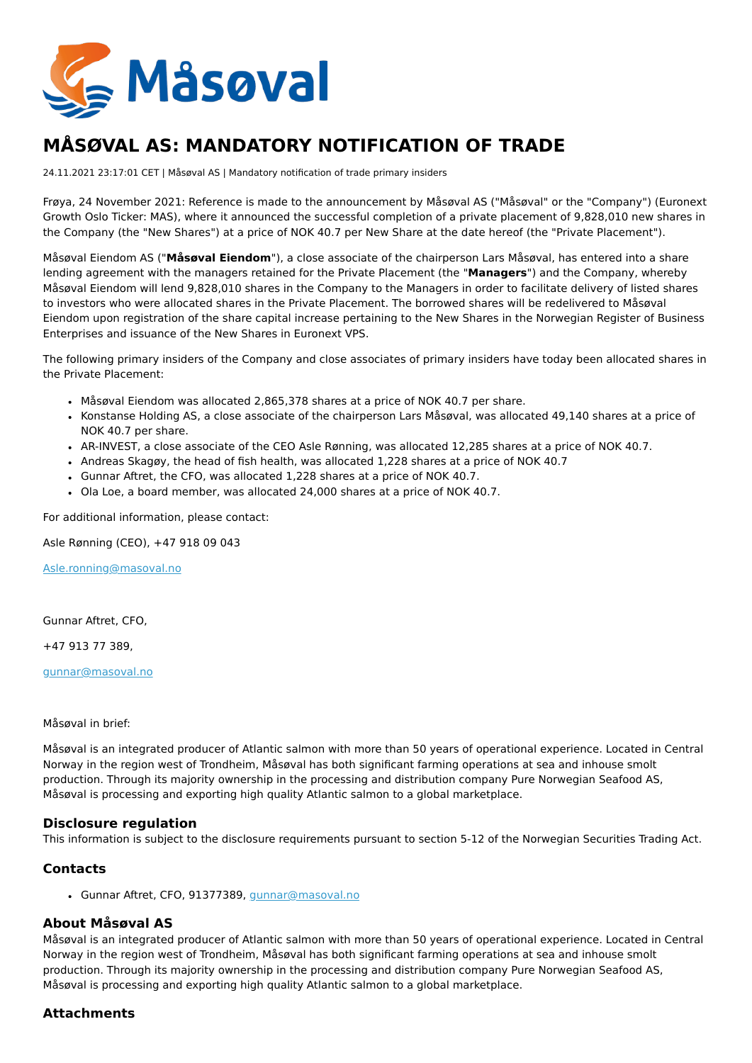# MÅSØVAL AS: MANDATORY NOTIFICATION OF TRADE

24.11.2021 23:17:01 CET | Måsøval AS | Mandatory notification of trade primary insiders

Frøya, 24 November 2021: Reference is made to the announcement by Måsøval AS ("Måsøval" or the "Company") (Euronext Growth Oslo Ticker: MAS), where it announced the successful completion of a private placement of 9,828,010 new shares in the Company (the "New Shares") at a price of NOK 40.7 per New Share at the date hereof (the "Private Placement").

Måsøval Eiendom AS ("**Måsøval Eiendom**"), a close associate of the chairperson Lars Måsøval, has entered into a share lending agreement with the managers retained for the Private Placement (the "**Managers**") and the Company, whereby Måsøval Eiendom will lend 9,828,010 shares in the Company to the Managers in order to facilitate delivery of listed shares to investors who were allocated shares in the Private Placement. The borrowed shares will be redelivered to Måsøval Eiendom upon registration of the share capital increase pertaining to the New Shares in the Norwegian Register of Business Enterprises and issuance of the New Shares in Euronext VPS.

The following primary insiders of the Company and close associates of primary insiders have today been allocated shares in the Private Placement:

- Måsøval Eiendom was allocated 2,865,378 shares at a price of NOK 40.7 per share.
- Konstanse Holding AS, a close associate of the chairperson Lars Måsøval, was allocated 49,140 shares at a price of NOK 40.7 per share.
- AR-INVEST, a close associate of the CEO Asle Rønning, was allocated 12,285 shares at a price of NOK 40.7.
- Andreas Skagøy, the head of fish health, was allocated 1,228 shares at a price of NOK 40.7
- Gunnar Aftret, the CFO, was allocated 1,228 shares at a price of NOK 40.7.
- Ola Loe, a board member, was allocated 24,000 shares at a price of NOK 40.7.

For additional information, please contact:

Asle Rønning (CEO), +47 918 09 043

Asle.ronning@masoval.no

Gunnar Aftret, CFO,

+47 913 77 389,

gunnar@masoval.no

Måsøval in brief:

Måsøval is an integrated producer of Atlantic salmon with more than 50 years of operational experience. Located in Central Norway in the region west of Trondheim, Måsøval has both significant farming operations at sea and inhouse smolt production. Through its majority ownership in the processing and distribution company Pure Norwegian Seafood AS, Måsøval is processing and exporting high quality Atlantic salmon to a global marketplace.

## Disclosure regulation

This information is subject to the disclosure requirements pursuant to section 5-12 of the Norwegian Securities Trading Act.

## Contacts

- Gunnar Aftret, CFO, 91377389, gunnar@masoval.no

## About Måsøval AS

Måsøval is an integrated producer of Atlantic salmon with more than 50 years of operational experience. Located in Central Norway in the region west of Trondheim, Måsøval has both significant farming operations at sea and inhouse smolt production. Through its majority ownership in the processing and distribution company Pure Norwegian Seafood AS, Måsøval is processing and exporting high quality Atlantic salmon to a global marketplace.

## Attachments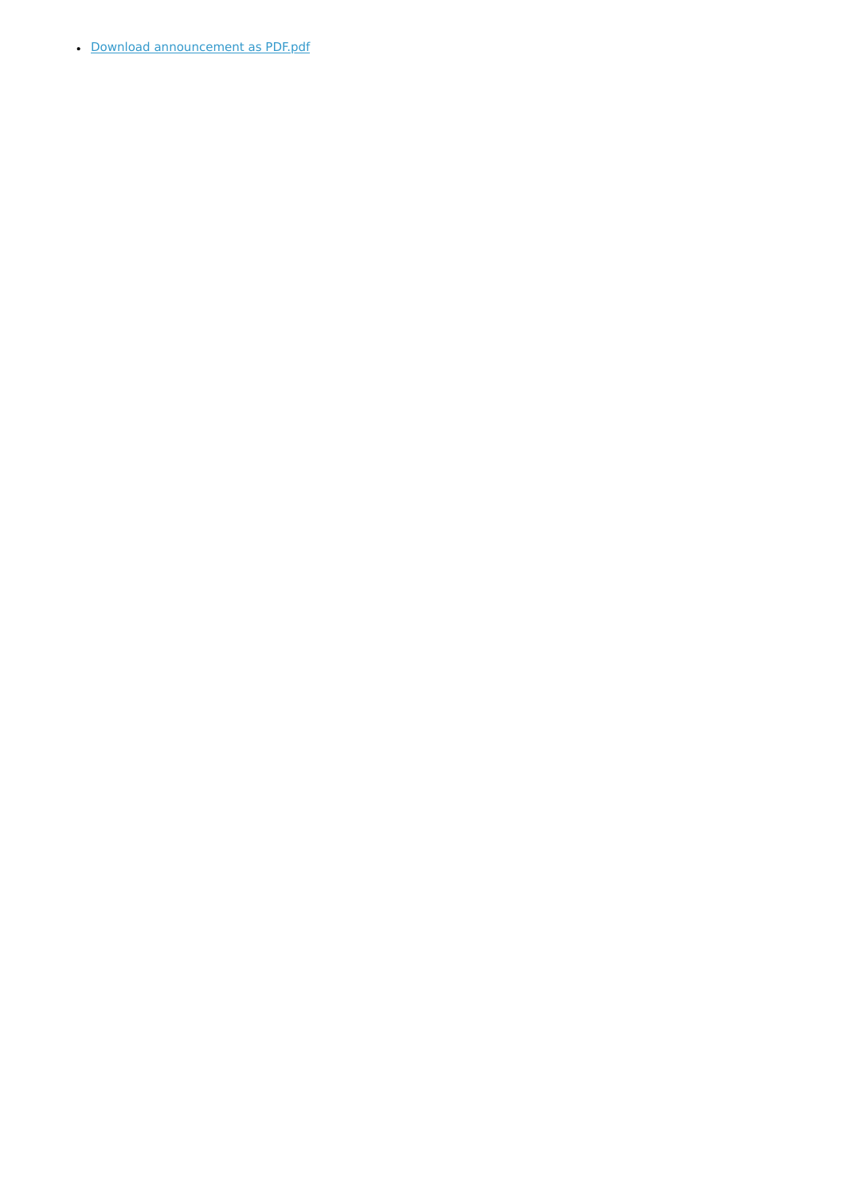- [Download announcement as PDF.pdf]()